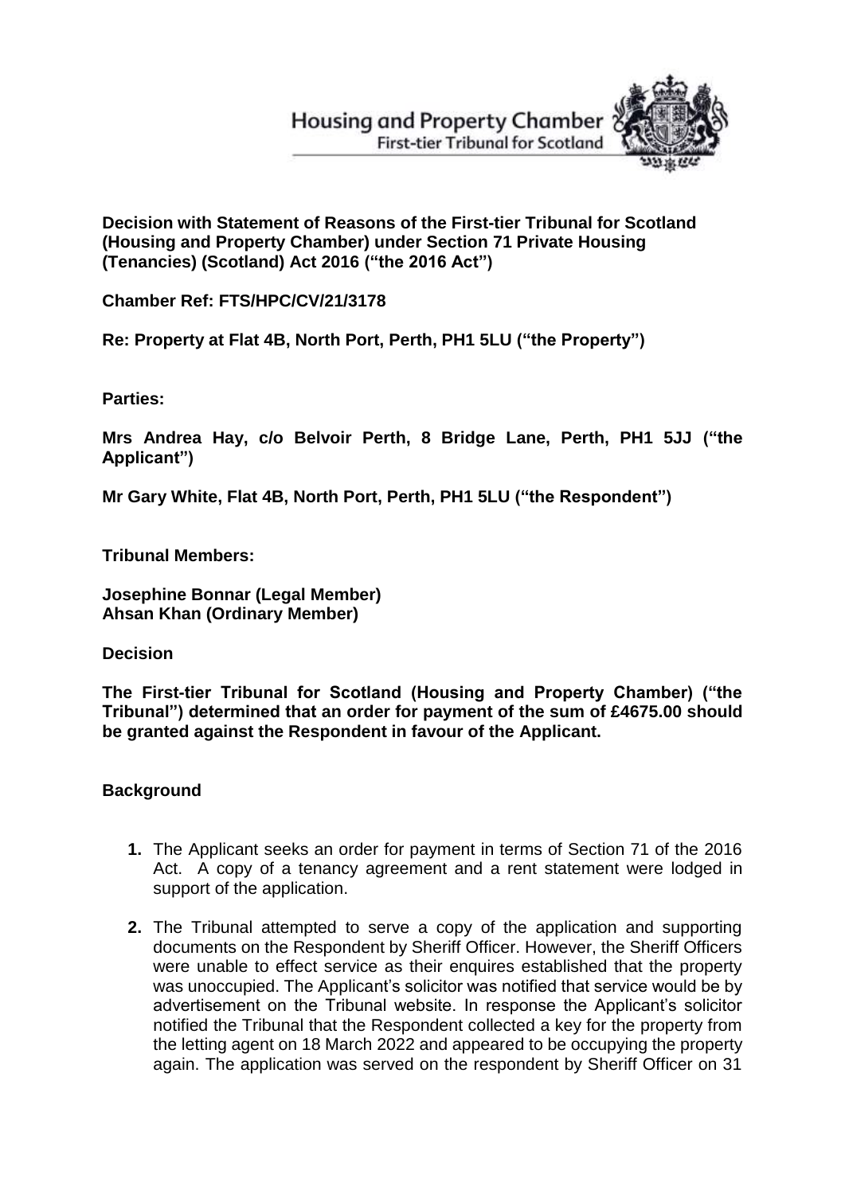Housing and Property Chamber
First-tier Tribunal for Scotland

**Decision with Statement of Reasons of the First-tier Tribunal for Scotland (Housing and Property Chamber) under Section 71 Private Housing (Tenancies) (Scotland) Act 2016 ("the 2016 Act")**

**Chamber Ref: FTS/HPC/CV/21/3178**

**Re: Property at Flat 4B, North Port, Perth, PH1 5LU ("the Property")**

**Parties:**

**Mrs Andrea Hay, c/o Belvoir Perth, 8 Bridge Lane, Perth, PH1 5JJ ("the Applicant")**

**Mr Gary White, Flat 4B, North Port, Perth, PH1 5LU ("the Respondent")**

**Tribunal Members:**

**Josephine Bonnar (Legal Member)**
**Ahsan Khan (Ordinary Member)**

**Decision**

**The First-tier Tribunal for Scotland (Housing and Property Chamber) ("the Tribunal") determined that an order for payment of the sum of £4675.00 should be granted against the Respondent in favour of the Applicant.**

**Background**

1. The Applicant seeks an order for payment in terms of Section 71 of the 2016 Act. A copy of a tenancy agreement and a rent statement were lodged in support of the application.

2. The Tribunal attempted to serve a copy of the application and supporting documents on the Respondent by Sheriff Officer. However, the Sheriff Officers were unable to effect service as their enquires established that the property was unoccupied. The Applicant's solicitor was notified that service would be by advertisement on the Tribunal website. In response the Applicant's solicitor notified the Tribunal that the Respondent collected a key for the property from the letting agent on 18 March 2022 and appeared to be occupying the property again. The application was served on the respondent by Sheriff Officer on 31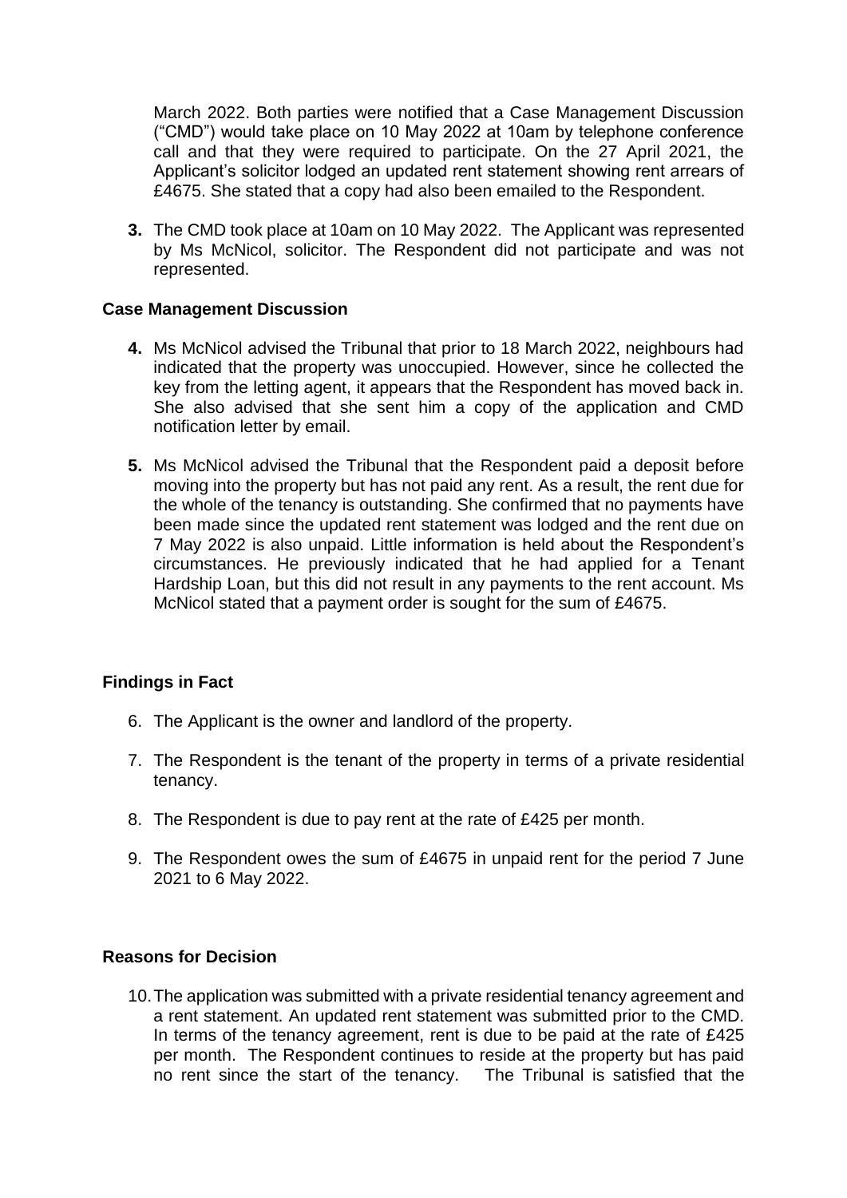March 2022. Both parties were notified that a Case Management Discussion ("CMD") would take place on 10 May 2022 at 10am by telephone conference call and that they were required to participate. On the 27 April 2021, the Applicant's solicitor lodged an updated rent statement showing rent arrears of £4675. She stated that a copy had also been emailed to the Respondent.

**3.** The CMD took place at 10am on 10 May 2022. The Applicant was represented by Ms McNicol, solicitor. The Respondent did not participate and was not represented.

**Case Management Discussion**

**4.** Ms McNicol advised the Tribunal that prior to 18 March 2022, neighbours had indicated that the property was unoccupied. However, since he collected the key from the letting agent, it appears that the Respondent has moved back in. She also advised that she sent him a copy of the application and CMD notification letter by email.

**5.** Ms McNicol advised the Tribunal that the Respondent paid a deposit before moving into the property but has not paid any rent. As a result, the rent due for the whole of the tenancy is outstanding. She confirmed that no payments have been made since the updated rent statement was lodged and the rent due on 7 May 2022 is also unpaid. Little information is held about the Respondent's circumstances. He previously indicated that he had applied for a Tenant Hardship Loan, but this did not result in any payments to the rent account. Ms McNicol stated that a payment order is sought for the sum of £4675.

**Findings in Fact**

6. The Applicant is the owner and landlord of the property.

7. The Respondent is the tenant of the property in terms of a private residential tenancy.

8. The Respondent is due to pay rent at the rate of £425 per month.

9. The Respondent owes the sum of £4675 in unpaid rent for the period 7 June 2021 to 6 May 2022.

**Reasons for Decision**

10. The application was submitted with a private residential tenancy agreement and a rent statement. An updated rent statement was submitted prior to the CMD. In terms of the tenancy agreement, rent is due to be paid at the rate of £425 per month. The Respondent continues to reside at the property but has paid no rent since the start of the tenancy. The Tribunal is satisfied that the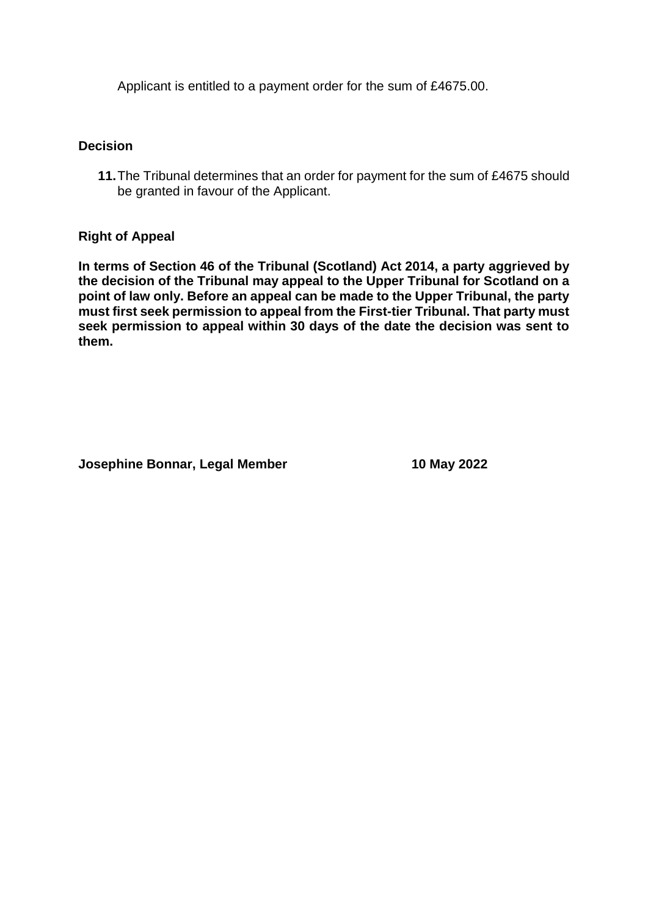Applicant is entitled to a payment order for the sum of £4675.00.

## Decision

11. The Tribunal determines that an order for payment for the sum of £4675 should be granted in favour of the Applicant.

## Right of Appeal

**In terms of Section 46 of the Tribunal (Scotland) Act 2014, a party aggrieved by the decision of the Tribunal may appeal to the Upper Tribunal for Scotland on a point of law only. Before an appeal can be made to the Upper Tribunal, the party must first seek permission to appeal from the First-tier Tribunal. That party must seek permission to appeal within 30 days of the date the decision was sent to them.**

**Josephine Bonnar, Legal Member** **10 May 2022**